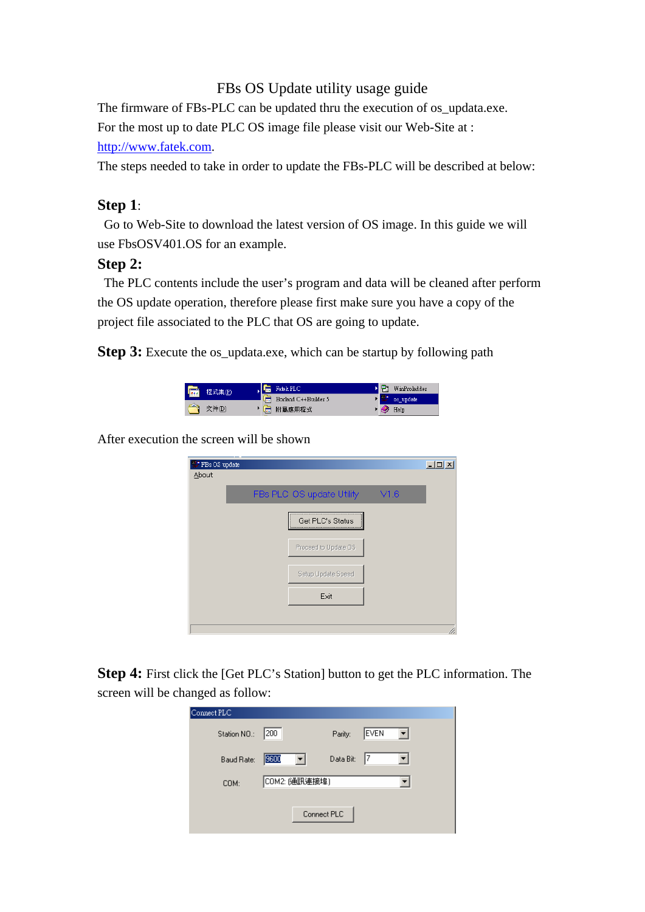# FBs OS Update utility usage guide

The firmware of FBs-PLC can be updated thru the execution of os_updata.exe.
For the most up to date PLC OS image file please visit our Web-Site at :
http://www.fatek.com.
The steps needed to take in order to update the FBs-PLC will be described at below:

**Step 1**:

Go to Web-Site to download the latest version of OS image. In this guide we will use FbsOSV401.OS for an example.

**Step 2:**

The PLC contents include the user's program and data will be cleaned after perform the OS update operation, therefore please first make sure you have a copy of the project file associated to the PLC that OS are going to update.

**Step 3:** Execute the os_updata.exe, which can be startup by following path

After execution the screen will be shown

**Step 4:** First click the [Get PLC's Station] button to get the PLC information. The screen will be changed as follow: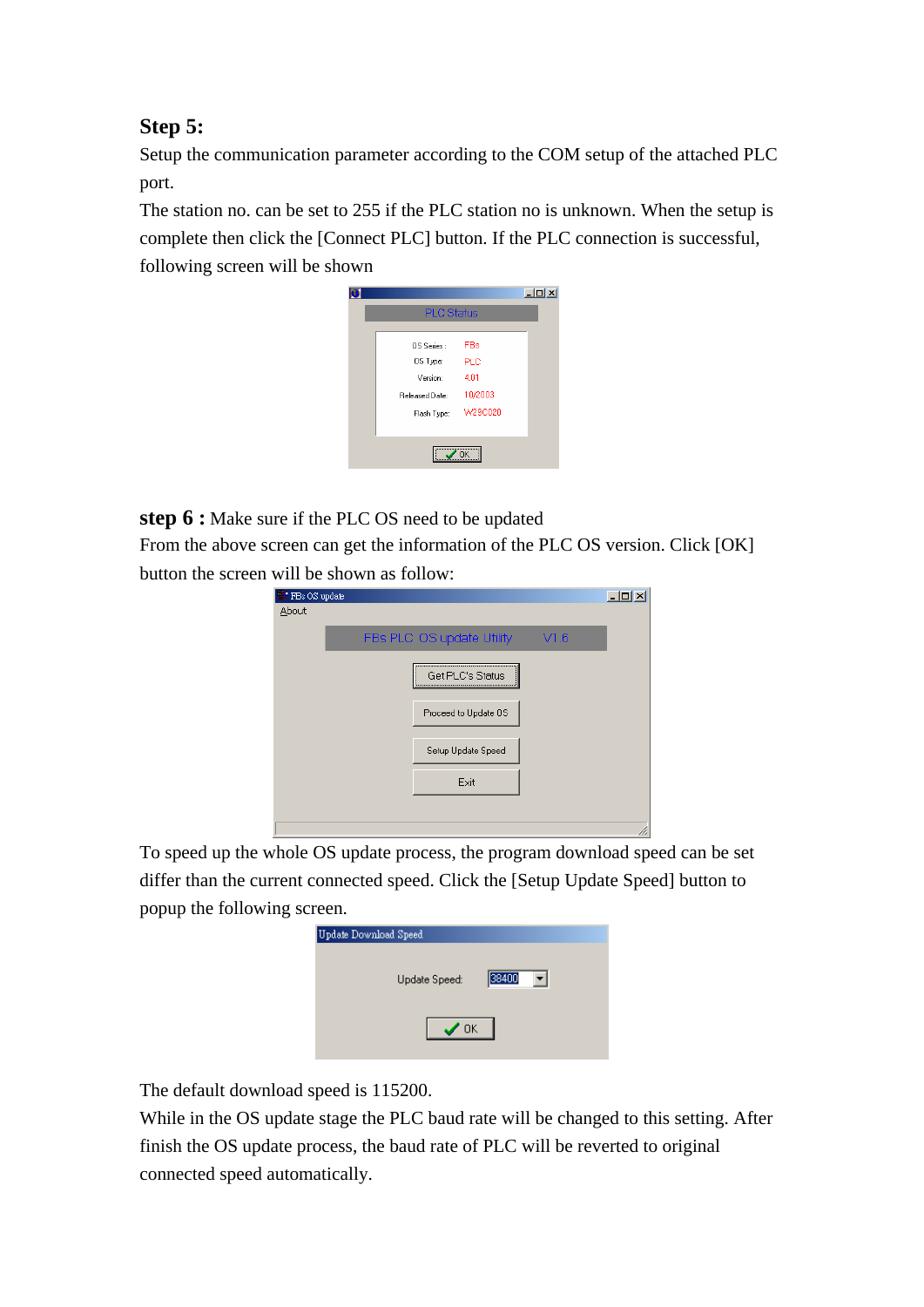**Step 5:**

Setup the communication parameter according to the COM setup of the attached PLC port.

The station no. can be set to 255 if the PLC station no is unknown. When the setup is complete then click the [Connect PLC] button. If the PLC connection is successful, following screen will be shown

PLC Status

OS Series : FBs
OS Type: PLC
Version: 4.01
Released Date: 10/2003
Flash Type: W29C020

OK

**step 6 :** Make sure if the PLC OS need to be updated

From the above screen can get the information of the PLC OS version. Click [OK] button the screen will be shown as follow:

FBs OS update

About

FBs PLC OS update Utility V1.6

Get PLC's Status

Proceed to Update OS

Setup Update Speed

Exit

To speed up the whole OS update process, the program download speed can be set differ than the current connected speed. Click the [Setup Update Speed] button to popup the following screen.

Update Download Speed

Update Speed: 38400

OK

The default download speed is 115200.

While in the OS update stage the PLC baud rate will be changed to this setting. After finish the OS update process, the baud rate of PLC will be reverted to original connected speed automatically.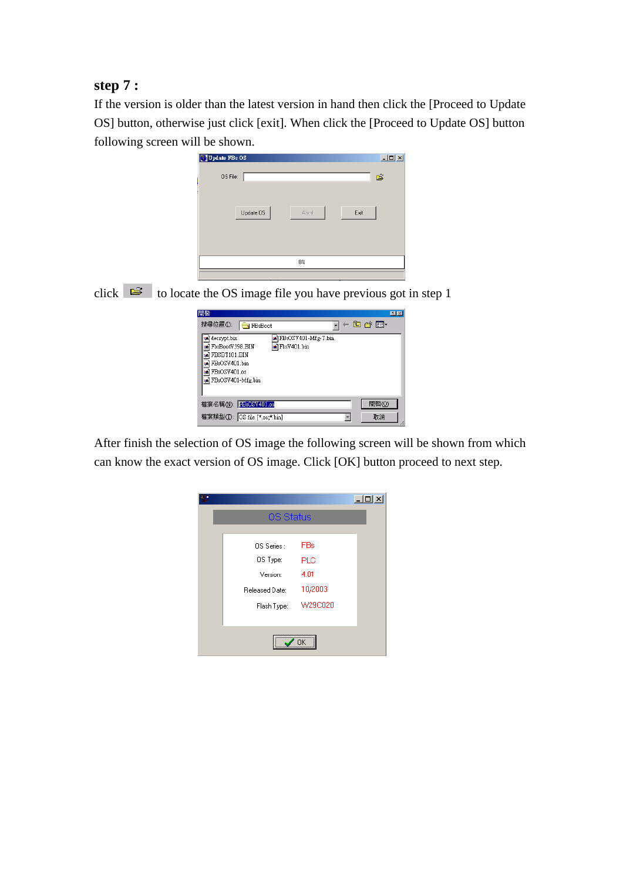**step 7 :**

If the version is older than the latest version in hand then click the [Proceed to Update OS] button, otherwise just click [exit]. When click the [Proceed to Update OS] button following screen will be shown.

click to locate the OS image file you have previous got in step 1

After finish the selection of OS image the following screen will be shown from which can know the exact version of OS image. Click [OK] button proceed to next step.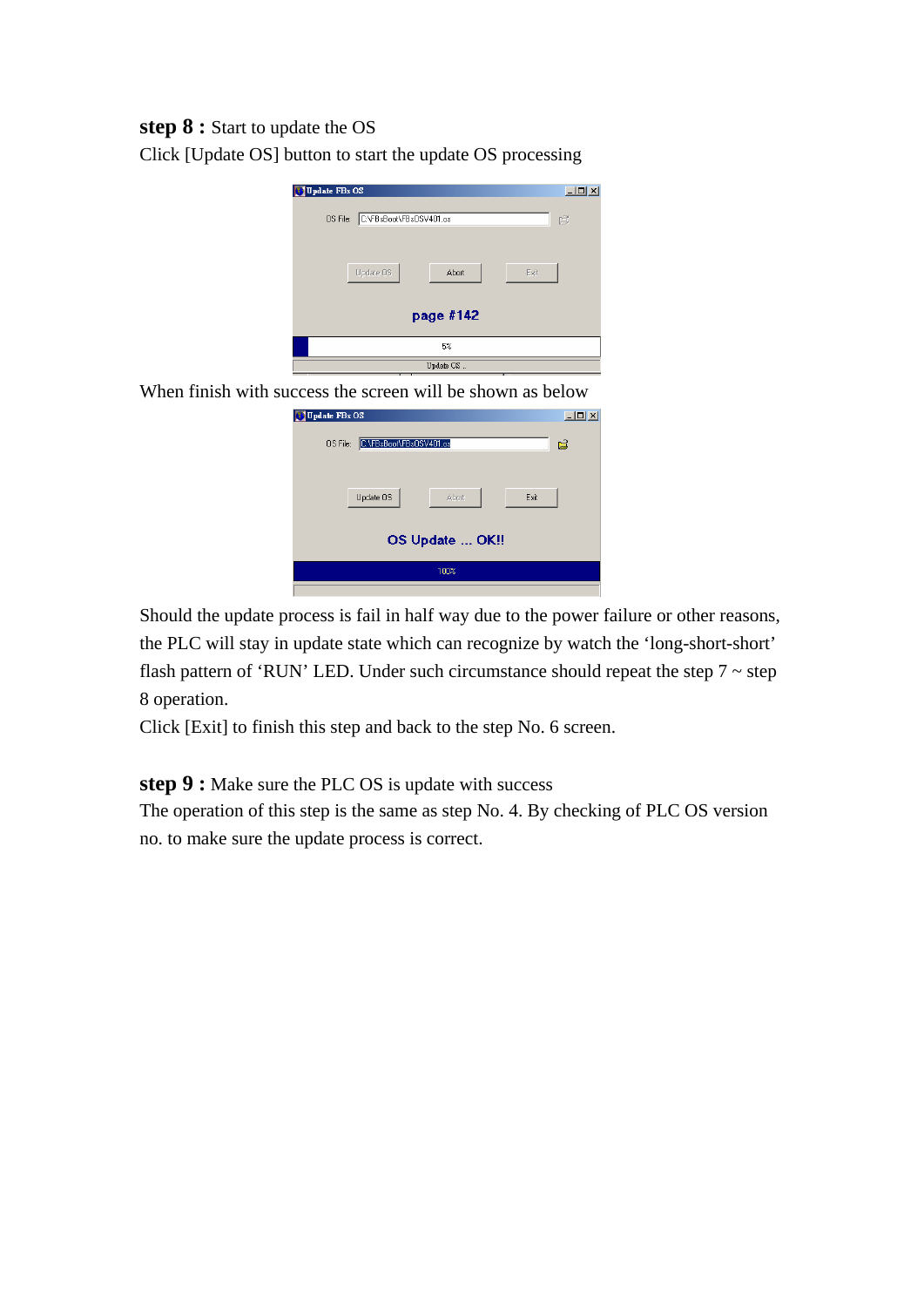**step 8 :** Start to update the OS

Click [Update OS] button to start the update OS processing

When finish with success the screen will be shown as below

Should the update process is fail in half way due to the power failure or other reasons, the PLC will stay in update state which can recognize by watch the 'long-short-short' flash pattern of 'RUN' LED. Under such circumstance should repeat the step 7 ~ step 8 operation.

Click [Exit] to finish this step and back to the step No. 6 screen.

**step 9 :** Make sure the PLC OS is update with success

The operation of this step is the same as step No. 4. By checking of PLC OS version no. to make sure the update process is correct.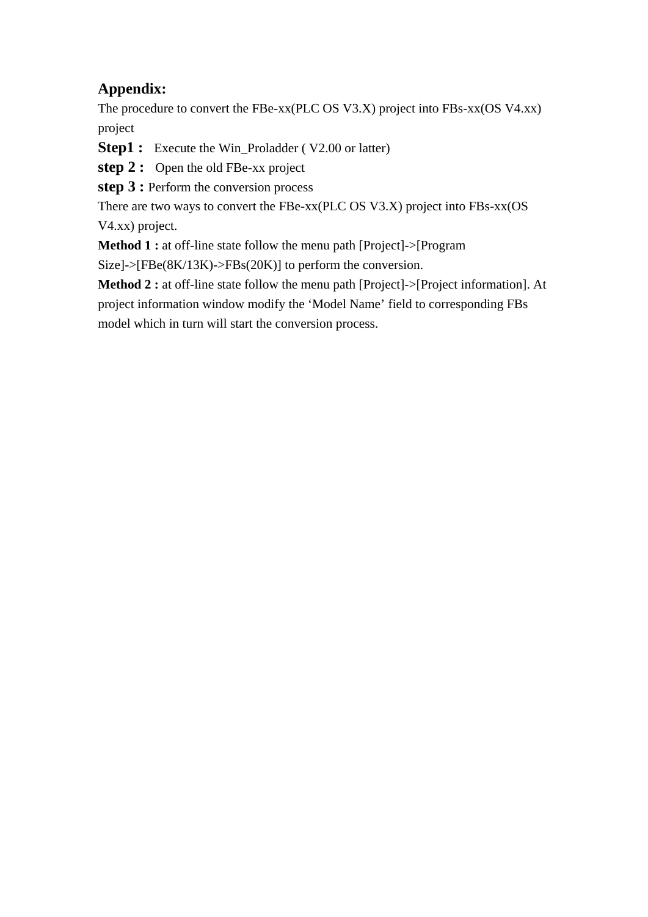## Appendix:

The procedure to convert the FBe-xx(PLC OS V3.X) project into FBs-xx(OS V4.xx) project

**Step1 :** Execute the Win_Proladder ( V2.00 or latter)

**step 2 :** Open the old FBe-xx project

**step 3 :** Perform the conversion process

There are two ways to convert the FBe-xx(PLC OS V3.X) project into FBs-xx(OS V4.xx) project.

**Method 1 :** at off-line state follow the menu path [Project]->[Program Size]->[FBe(8K/13K)->FBs(20K)] to perform the conversion.

**Method 2 :** at off-line state follow the menu path [Project]->[Project information]. At project information window modify the 'Model Name' field to corresponding FBs model which in turn will start the conversion process.